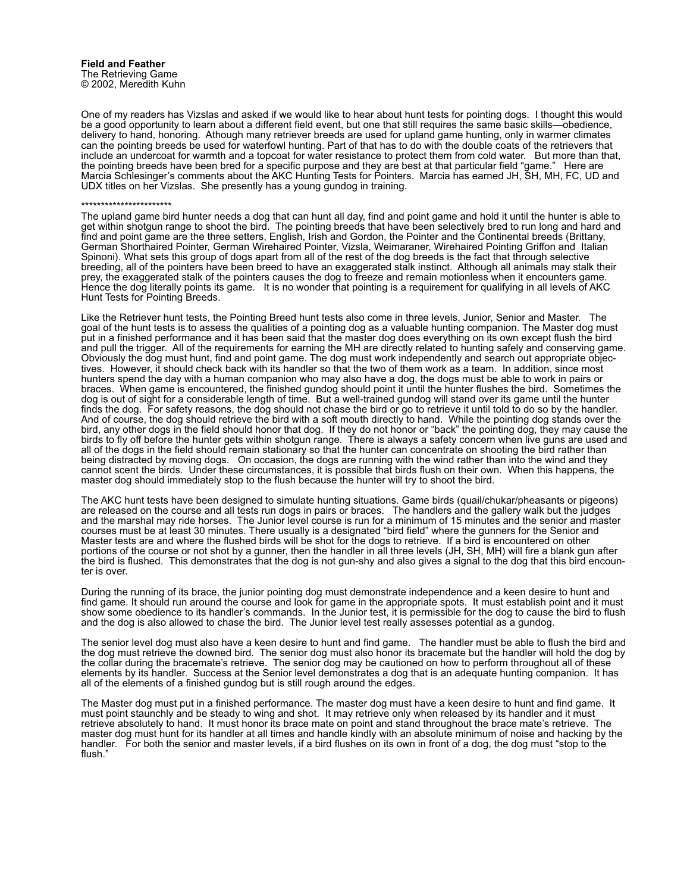**Field and Feather**
The Retrieving Game
© 2002, Meredith Kuhn

One of my readers has Vizslas and asked if we would like to hear about hunt tests for pointing dogs. I thought this would be a good opportunity to learn about a different field event, but one that still requires the same basic skills—obedience, delivery to hand, honoring. Athough many retriever breeds are used for upland game hunting, only in warmer climates can the pointing breeds be used for waterfowl hunting. Part of that has to do with the double coats of the retrievers that include an undercoat for warmth and a topcoat for water resistance to protect them from cold water. But more than that, the pointing breeds have been bred for a specific purpose and they are best at that particular field "game." Here are Marcia Schlesinger's comments about the AKC Hunting Tests for Pointers. Marcia has earned JH, SH, MH, FC, UD and UDX titles on her Vizslas. She presently has a young gundog in training.

***********************

The upland game bird hunter needs a dog that can hunt all day, find and point game and hold it until the hunter is able to get within shotgun range to shoot the bird. The pointing breeds that have been selectively bred to run long and hard and find and point game are the three setters, English, Irish and Gordon, the Pointer and the Continental breeds (Brittany, German Shorthaired Pointer, German Wirehaired Pointer, Vizsla, Weimaraner, Wirehaired Pointing Griffon and Italian Spinoni). What sets this group of dogs apart from all of the rest of the dog breeds is the fact that through selective breeding, all of the pointers have been breed to have an exaggerated stalk instinct. Although all animals may stalk their prey, the exaggerated stalk of the pointers causes the dog to freeze and remain motionless when it encounters game. Hence the dog literally points its game. It is no wonder that pointing is a requirement for qualifying in all levels of AKC Hunt Tests for Pointing Breeds.

Like the Retriever hunt tests, the Pointing Breed hunt tests also come in three levels, Junior, Senior and Master. The goal of the hunt tests is to assess the qualities of a pointing dog as a valuable hunting companion. The Master dog must put in a finished performance and it has been said that the master dog does everything on its own except flush the bird and pull the trigger. All of the requirements for earning the MH are directly related to hunting safely and conserving game. Obviously the dog must hunt, find and point game. The dog must work independently and search out appropriate objectives. However, it should check back with its handler so that the two of them work as a team. In addition, since most hunters spend the day with a human companion who may also have a dog, the dogs must be able to work in pairs or braces. When game is encountered, the finished gundog should point it until the hunter flushes the bird. Sometimes the dog is out of sight for a considerable length of time. But a well-trained gundog will stand over its game until the hunter finds the dog. For safety reasons, the dog should not chase the bird or go to retrieve it until told to do so by the handler. And of course, the dog should retrieve the bird with a soft mouth directly to hand. While the pointing dog stands over the bird, any other dogs in the field should honor that dog. If they do not honor or "back" the pointing dog, they may cause the birds to fly off before the hunter gets within shotgun range. There is always a safety concern when live guns are used and all of the dogs in the field should remain stationary so that the hunter can concentrate on shooting the bird rather than being distracted by moving dogs. On occasion, the dogs are running with the wind rather than into the wind and they cannot scent the birds. Under these circumstances, it is possible that birds flush on their own. When this happens, the master dog should immediately stop to the flush because the hunter will try to shoot the bird.

The AKC hunt tests have been designed to simulate hunting situations. Game birds (quail/chukar/pheasants or pigeons) are released on the course and all tests run dogs in pairs or braces. The handlers and the gallery walk but the judges and the marshal may ride horses. The Junior level course is run for a minimum of 15 minutes and the senior and master courses must be at least 30 minutes. There usually is a designated "bird field" where the gunners for the Senior and Master tests are and where the flushed birds will be shot for the dogs to retrieve. If a bird is encountered on other portions of the course or not shot by a gunner, then the handler in all three levels (JH, SH, MH) will fire a blank gun after the bird is flushed. This demonstrates that the dog is not gun-shy and also gives a signal to the dog that this bird encounter is over.

During the running of its brace, the junior pointing dog must demonstrate independence and a keen desire to hunt and find game. It should run around the course and look for game in the appropriate spots. It must establish point and it must show some obedience to its handler's commands. In the Junior test, it is permissible for the dog to cause the bird to flush and the dog is also allowed to chase the bird. The Junior level test really assesses potential as a gundog.

The senior level dog must also have a keen desire to hunt and find game. The handler must be able to flush the bird and the dog must retrieve the downed bird. The senior dog must also honor its bracemate but the handler will hold the dog by the collar during the bracemate's retrieve. The senior dog may be cautioned on how to perform throughout all of these elements by its handler. Success at the Senior level demonstrates a dog that is an adequate hunting companion. It has all of the elements of a finished gundog but is still rough around the edges.

The Master dog must put in a finished performance. The master dog must have a keen desire to hunt and find game. It must point staunchly and be steady to wing and shot. It may retrieve only when released by its handler and it must retrieve absolutely to hand. It must honor its brace mate on point and stand throughout the brace mate's retrieve. The master dog must hunt for its handler at all times and handle kindly with an absolute minimum of noise and hacking by the handler. For both the senior and master levels, if a bird flushes on its own in front of a dog, the dog must "stop to the flush."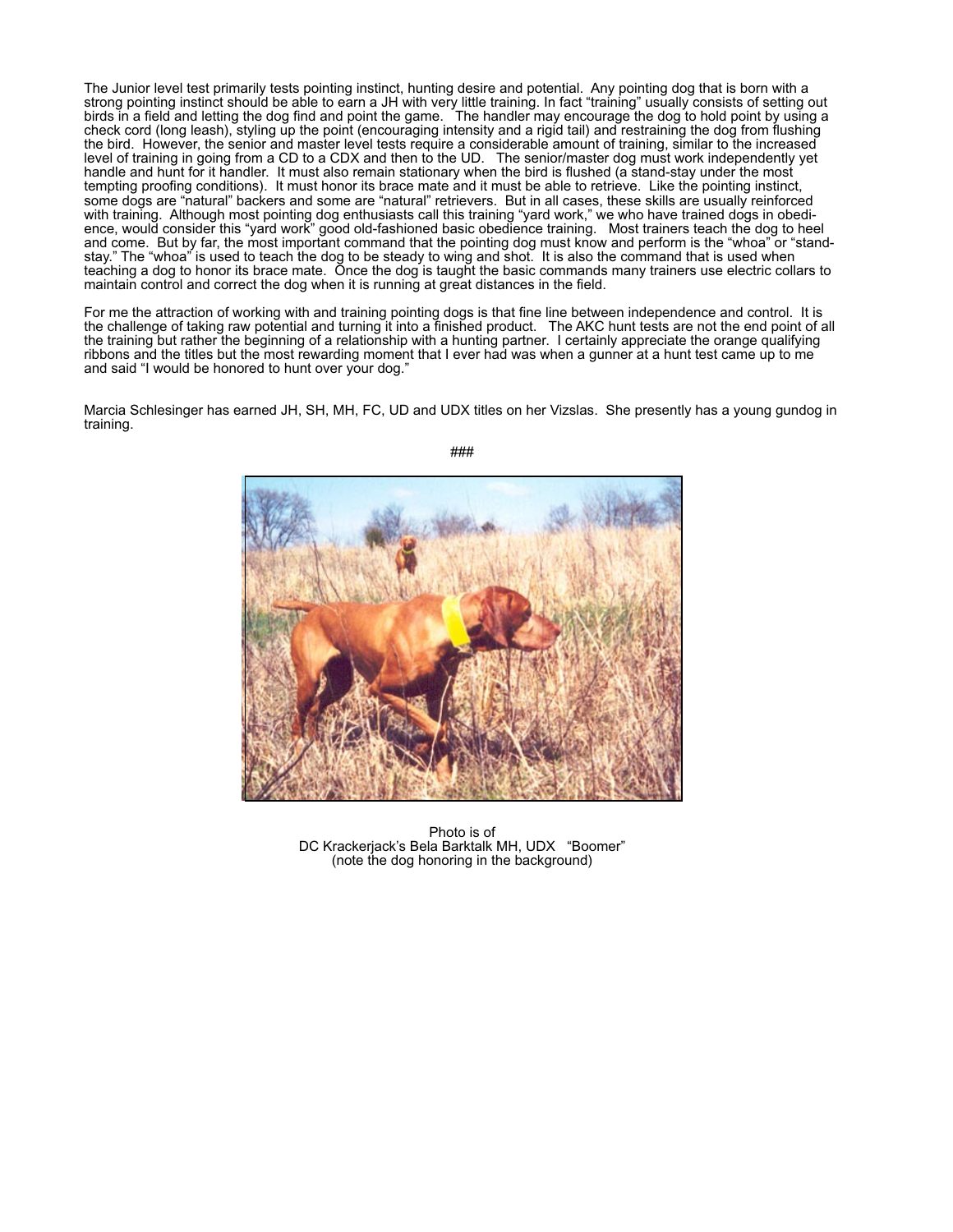The Junior level test primarily tests pointing instinct, hunting desire and potential. Any pointing dog that is born with a strong pointing instinct should be able to earn a JH with very little training. In fact "training" usually consists of setting out birds in a field and letting the dog find and point the game. The handler may encourage the dog to hold point by using a check cord (long leash), styling up the point (encouraging intensity and a rigid tail) and restraining the dog from flushing the bird. However, the senior and master level tests require a considerable amount of training, similar to the increased level of training in going from a CD to a CDX and then to the UD. The senior/master dog must work independently yet handle and hunt for it handler. It must also remain stationary when the bird is flushed (a stand-stay under the most tempting proofing conditions). It must honor its brace mate and it must be able to retrieve. Like the pointing instinct, some dogs are "natural" backers and some are "natural" retrievers. But in all cases, these skills are usually reinforced with training. Although most pointing dog enthusiasts call this training "yard work," we who have trained dogs in obedience, would consider this "yard work" good old-fashioned basic obedience training. Most trainers teach the dog to heel and come. But by far, the most important command that the pointing dog must know and perform is the "whoa" or "stand-stay." The "whoa" is used to teach the dog to be steady to wing and shot. It is also the command that is used when teaching a dog to honor its brace mate. Once the dog is taught the basic commands many trainers use electric collars to maintain control and correct the dog when it is running at great distances in the field.

For me the attraction of working with and training pointing dogs is that fine line between independence and control. It is the challenge of taking raw potential and turning it into a finished product. The AKC hunt tests are not the end point of all the training but rather the beginning of a relationship with a hunting partner. I certainly appreciate the orange qualifying ribbons and the titles but the most rewarding moment that I ever had was when a gunner at a hunt test came up to me and said "I would be honored to hunt over your dog."

Marcia Schlesinger has earned JH, SH, MH, FC, UD and UDX titles on her Vizslas. She presently has a young gundog in training.

###

Photo is of
DC Krackerjack's Bela Barktalk MH, UDX "Boomer"
(note the dog honoring in the background)